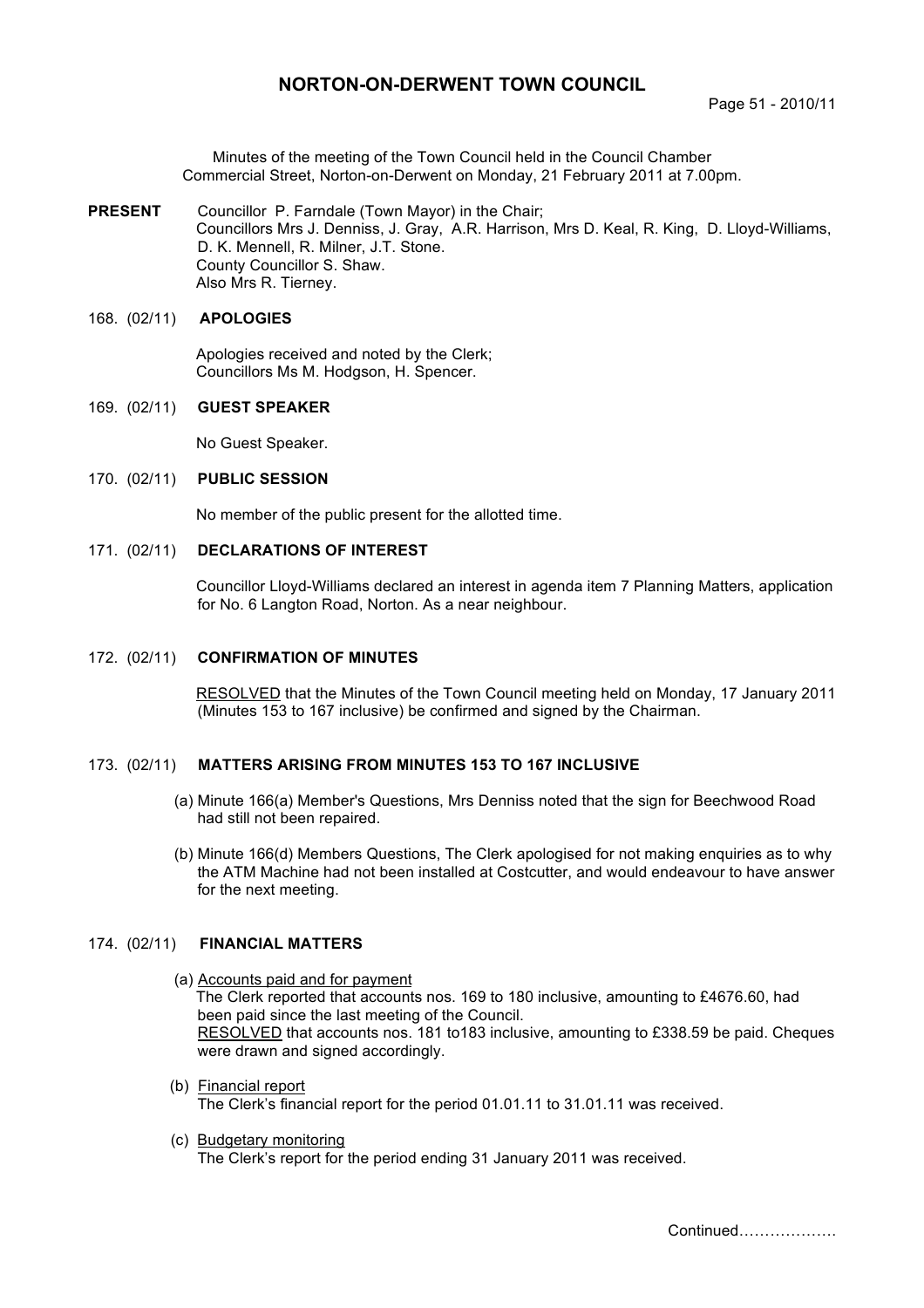# NORTON-ON-DERWENT TOWN COUNCIL

Minutes of the meeting of the Town Council held in the Council Chamber Commercial Street, Norton-on-Derwent on Monday, 21 February 2011 at 7.00pm.

**PRESENT** Councillor P. Farndale (Town Mayor) in the Chair;
Councillors Mrs J. Denniss, J. Gray, A.R. Harrison, Mrs D. Keal, R. King, D. Lloyd-Williams, D. K. Mennell, R. Milner, J.T. Stone.
County Councillor S. Shaw.
Also Mrs R. Tierney.

168. (02/11) **APOLOGIES**

Apologies received and noted by the Clerk;
Councillors Ms M. Hodgson, H. Spencer.

169. (02/11) **GUEST SPEAKER**

No Guest Speaker.

170. (02/11) **PUBLIC SESSION**

No member of the public present for the allotted time.

171. (02/11) **DECLARATIONS OF INTEREST**

Councillor Lloyd-Williams declared an interest in agenda item 7 Planning Matters, application for No. 6 Langton Road, Norton. As a near neighbour.

172. (02/11) **CONFIRMATION OF MINUTES**

RESOLVED that the Minutes of the Town Council meeting held on Monday, 17 January 2011 (Minutes 153 to 167 inclusive) be confirmed and signed by the Chairman.

173. (02/11) **MATTERS ARISING FROM MINUTES 153 TO 167 INCLUSIVE**

(a) Minute 166(a) Member's Questions, Mrs Denniss noted that the sign for Beechwood Road had still not been repaired.

(b) Minute 166(d) Members Questions, The Clerk apologised for not making enquiries as to why the ATM Machine had not been installed at Costcutter, and would endeavour to have answer for the next meeting.

174. (02/11) **FINANCIAL MATTERS**

(a) Accounts paid and for payment
The Clerk reported that accounts nos. 169 to 180 inclusive, amounting to £4676.60, had been paid since the last meeting of the Council.
RESOLVED that accounts nos. 181 to183 inclusive, amounting to £338.59 be paid. Cheques were drawn and signed accordingly.

(b) Financial report
The Clerk's financial report for the period 01.01.11 to 31.01.11 was received.

(c) Budgetary monitoring
The Clerk's report for the period ending 31 January 2011 was received.

Continued……………….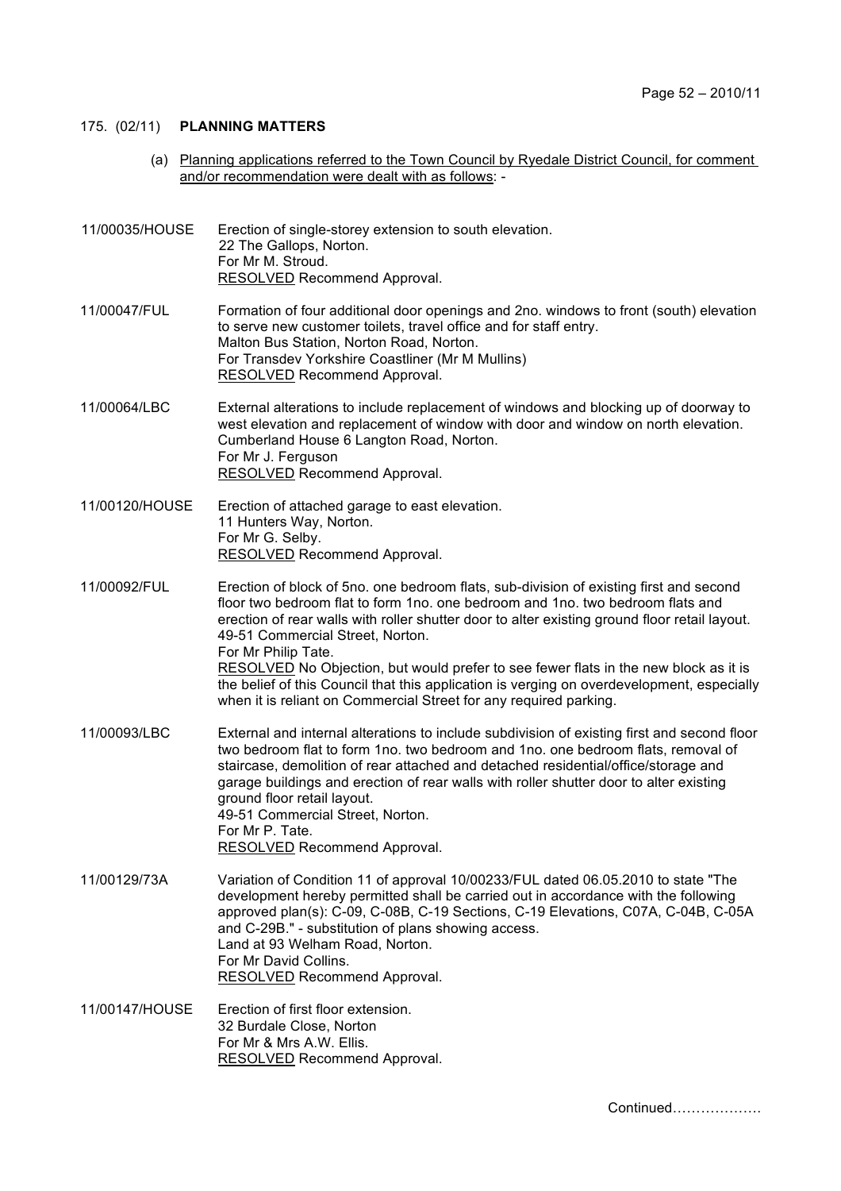## 175. (02/11) **PLANNING MATTERS**

(a) Planning applications referred to the Town Council by Ryedale District Council, for comment and/or recommendation were dealt with as follows: -

**11/00035/HOUSE**
Erection of single-storey extension to south elevation.
22 The Gallops, Norton.
For Mr M. Stroud.
RESOLVED Recommend Approval.

**11/00047/FUL**
Formation of four additional door openings and 2no. windows to front (south) elevation to serve new customer toilets, travel office and for staff entry.
Malton Bus Station, Norton Road, Norton.
For Transdev Yorkshire Coastliner (Mr M Mullins)
RESOLVED Recommend Approval.

**11/00064/LBC**
External alterations to include replacement of windows and blocking up of doorway to west elevation and replacement of window with door and window on north elevation.
Cumberland House 6 Langton Road, Norton.
For Mr J. Ferguson
RESOLVED Recommend Approval.

**11/00120/HOUSE**
Erection of attached garage to east elevation.
11 Hunters Way, Norton.
For Mr G. Selby.
RESOLVED Recommend Approval.

**11/00092/FUL**
Erection of block of 5no. one bedroom flats, sub-division of existing first and second floor two bedroom flat to form 1no. one bedroom and 1no. two bedroom flats and erection of rear walls with roller shutter door to alter existing ground floor retail layout.
49-51 Commercial Street, Norton.
For Mr Philip Tate.
RESOLVED No Objection, but would prefer to see fewer flats in the new block as it is the belief of this Council that this application is verging on overdevelopment, especially when it is reliant on Commercial Street for any required parking.

**11/00093/LBC**
External and internal alterations to include subdivision of existing first and second floor two bedroom flat to form 1no. two bedroom and 1no. one bedroom flats, removal of staircase, demolition of rear attached and detached residential/office/storage and garage buildings and erection of rear walls with roller shutter door to alter existing ground floor retail layout.
49-51 Commercial Street, Norton.
For Mr P. Tate.
RESOLVED Recommend Approval.

**11/00129/73A**
Variation of Condition 11 of approval 10/00233/FUL dated 06.05.2010 to state "The development hereby permitted shall be carried out in accordance with the following approved plan(s): C-09, C-08B, C-19 Sections, C-19 Elevations, C07A, C-04B, C-05A and C-29B." - substitution of plans showing access.
Land at 93 Welham Road, Norton.
For Mr David Collins.
RESOLVED Recommend Approval.

**11/00147/HOUSE**
Erection of first floor extension.
32 Burdale Close, Norton
For Mr & Mrs A.W. Ellis.
RESOLVED Recommend Approval.

Continued……………….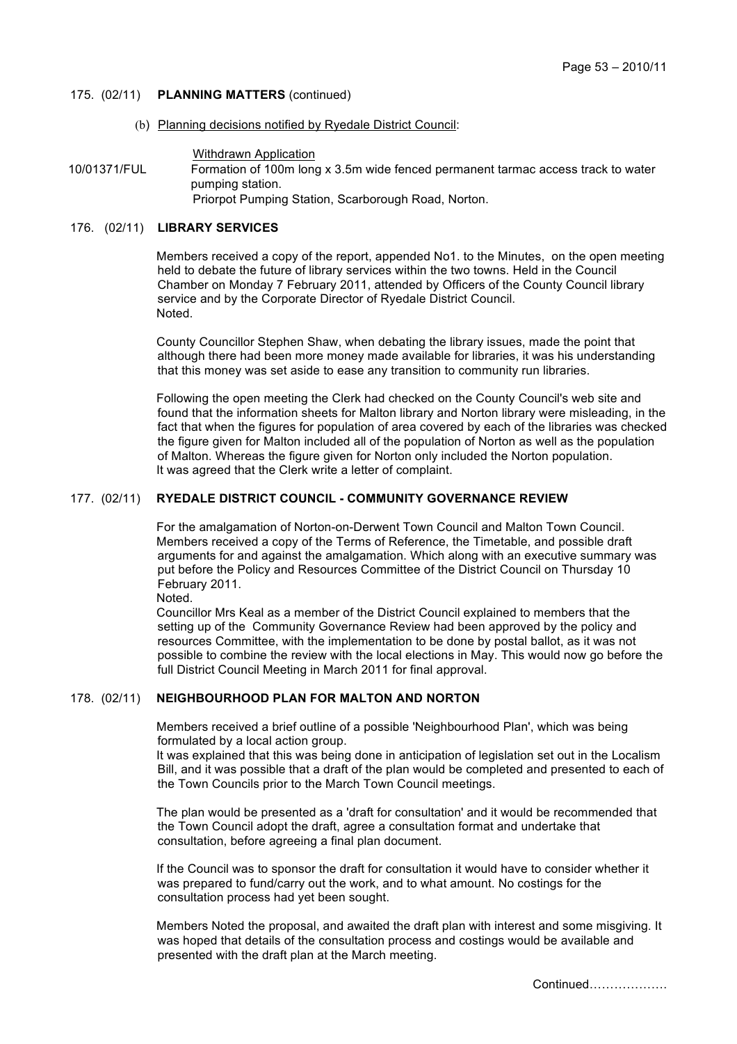175. (02/11) **PLANNING MATTERS** (continued)

(b) Planning decisions notified by Ryedale District Council:

Withdrawn Application

10/01371/FUL Formation of 100m long x 3.5m wide fenced permanent tarmac access track to water pumping station.
Priorpot Pumping Station, Scarborough Road, Norton.

176. (02/11) **LIBRARY SERVICES**

Members received a copy of the report, appended No1. to the Minutes, on the open meeting held to debate the future of library services within the two towns. Held in the Council Chamber on Monday 7 February 2011, attended by Officers of the County Council library service and by the Corporate Director of Ryedale District Council.
Noted.

County Councillor Stephen Shaw, when debating the library issues, made the point that although there had been more money made available for libraries, it was his understanding that this money was set aside to ease any transition to community run libraries.

Following the open meeting the Clerk had checked on the County Council's web site and found that the information sheets for Malton library and Norton library were misleading, in the fact that when the figures for population of area covered by each of the libraries was checked the figure given for Malton included all of the population of Norton as well as the population of Malton. Whereas the figure given for Norton only included the Norton population.
It was agreed that the Clerk write a letter of complaint.

177. (02/11) **RYEDALE DISTRICT COUNCIL - COMMUNITY GOVERNANCE REVIEW**

For the amalgamation of Norton-on-Derwent Town Council and Malton Town Council. Members received a copy of the Terms of Reference, the Timetable, and possible draft arguments for and against the amalgamation. Which along with an executive summary was put before the Policy and Resources Committee of the District Council on Thursday 10 February 2011.
Noted.
Councillor Mrs Keal as a member of the District Council explained to members that the setting up of the Community Governance Review had been approved by the policy and resources Committee, with the implementation to be done by postal ballot, as it was not possible to combine the review with the local elections in May. This would now go before the full District Council Meeting in March 2011 for final approval.

178. (02/11) **NEIGHBOURHOOD PLAN FOR MALTON AND NORTON**

Members received a brief outline of a possible 'Neighbourhood Plan', which was being formulated by a local action group.
It was explained that this was being done in anticipation of legislation set out in the Localism Bill, and it was possible that a draft of the plan would be completed and presented to each of the Town Councils prior to the March Town Council meetings.

The plan would be presented as a 'draft for consultation' and it would be recommended that the Town Council adopt the draft, agree a consultation format and undertake that consultation, before agreeing a final plan document.

If the Council was to sponsor the draft for consultation it would have to consider whether it was prepared to fund/carry out the work, and to what amount. No costings for the consultation process had yet been sought.

Members Noted the proposal, and awaited the draft plan with interest and some misgiving. It was hoped that details of the consultation process and costings would be available and presented with the draft plan at the March meeting.

Continued……………….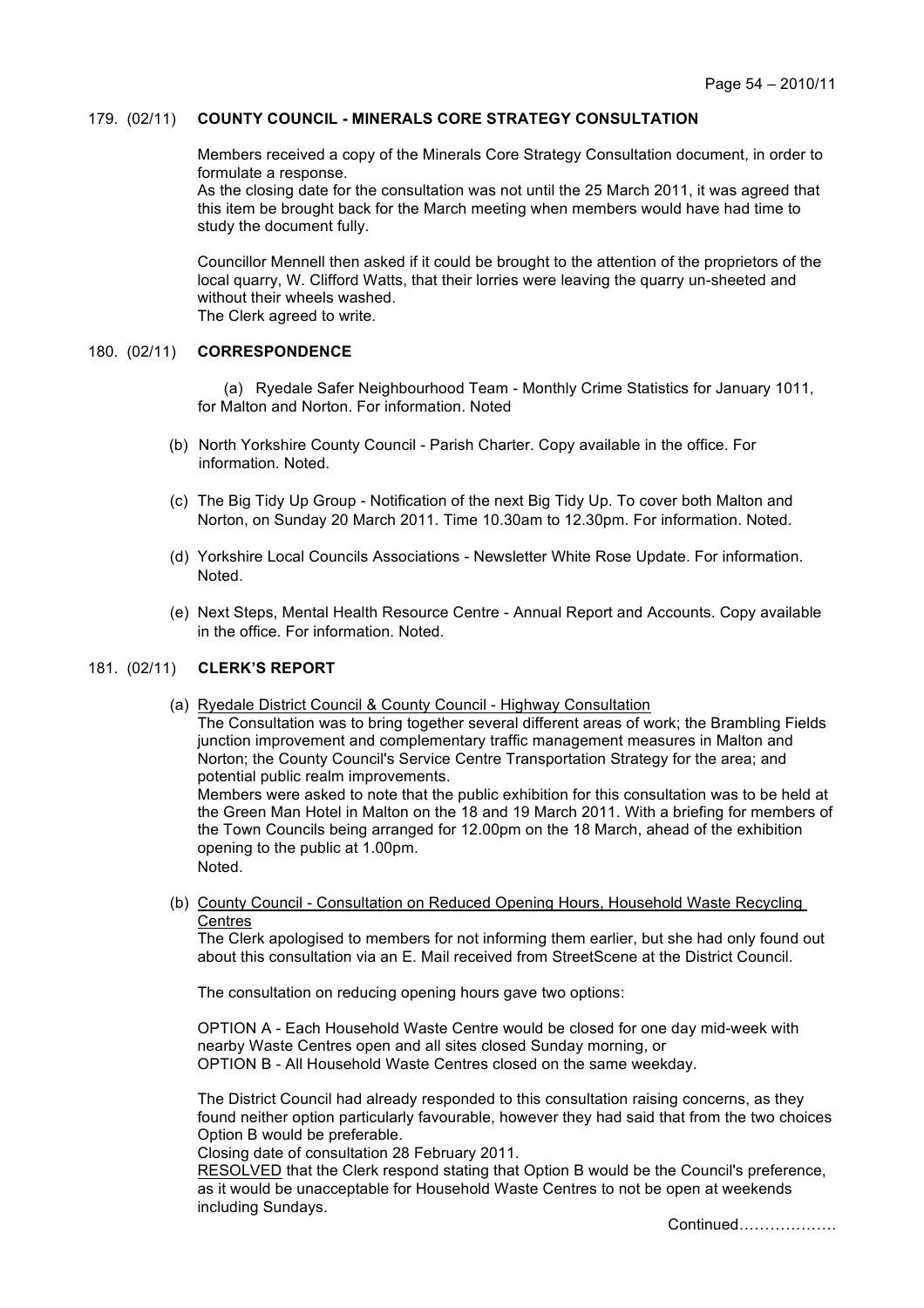## 179. (02/11) **COUNTY COUNCIL - MINERALS CORE STRATEGY CONSULTATION**

Members received a copy of the Minerals Core Strategy Consultation document, in order to formulate a response.
As the closing date for the consultation was not until the 25 March 2011, it was agreed that this item be brought back for the March meeting when members would have had time to study the document fully.

Councillor Mennell then asked if it could be brought to the attention of the proprietors of the local quarry, W. Clifford Watts, that their lorries were leaving the quarry un-sheeted and without their wheels washed.
The Clerk agreed to write.

## 180. (02/11) **CORRESPONDENCE**

(a) Ryedale Safer Neighbourhood Team - Monthly Crime Statistics for January 1011, for Malton and Norton. For information. Noted

(b) North Yorkshire County Council - Parish Charter. Copy available in the office. For information. Noted.

(c) The Big Tidy Up Group - Notification of the next Big Tidy Up. To cover both Malton and Norton, on Sunday 20 March 2011. Time 10.30am to 12.30pm. For information. Noted.

(d) Yorkshire Local Councils Associations - Newsletter White Rose Update. For information. Noted.

(e) Next Steps, Mental Health Resource Centre - Annual Report and Accounts. Copy available in the office. For information. Noted.

## 181. (02/11) **CLERK'S REPORT**

(a) Ryedale District Council & County Council - Highway Consultation
The Consultation was to bring together several different areas of work; the Brambling Fields junction improvement and complementary traffic management measures in Malton and Norton; the County Council's Service Centre Transportation Strategy for the area; and potential public realm improvements.
Members were asked to note that the public exhibition for this consultation was to be held at the Green Man Hotel in Malton on the 18 and 19 March 2011. With a briefing for members of the Town Councils being arranged for 12.00pm on the 18 March, ahead of the exhibition opening to the public at 1.00pm.
Noted.

(b) County Council - Consultation on Reduced Opening Hours, Household Waste Recycling Centres
The Clerk apologised to members for not informing them earlier, but she had only found out about this consultation via an E. Mail received from StreetScene at the District Council.

The consultation on reducing opening hours gave two options:

OPTION A - Each Household Waste Centre would be closed for one day mid-week with nearby Waste Centres open and all sites closed Sunday morning, or
OPTION B - All Household Waste Centres closed on the same weekday.

The District Council had already responded to this consultation raising concerns, as they found neither option particularly favourable, however they had said that from the two choices Option B would be preferable.
Closing date of consultation 28 February 2011.
RESOLVED that the Clerk respond stating that Option B would be the Council's preference, as it would be unacceptable for Household Waste Centres to not be open at weekends including Sundays.

Continued……………….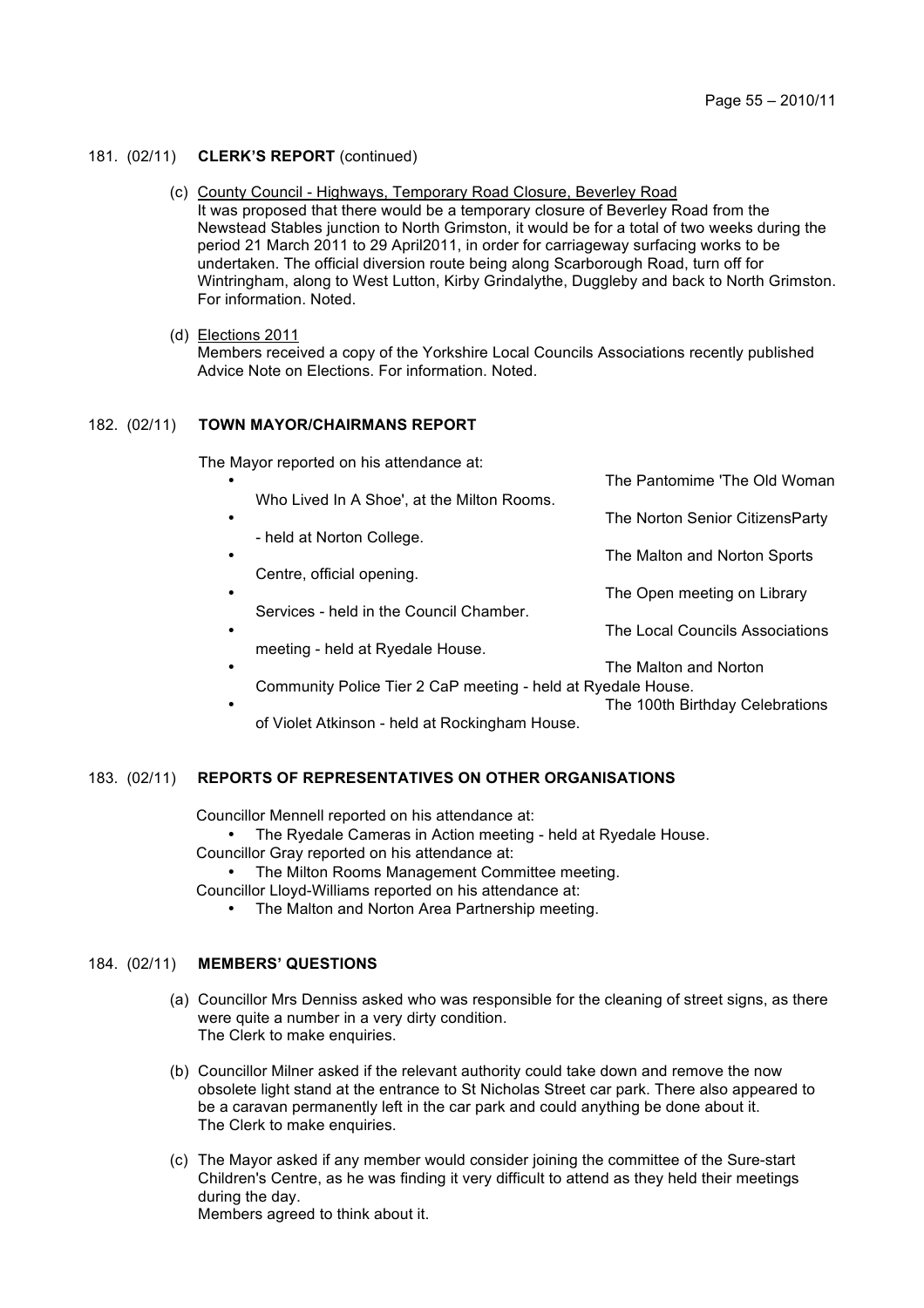181. (02/11) **CLERK'S REPORT** (continued)

(c) County Council - Highways, Temporary Road Closure, Beverley Road

It was proposed that there would be a temporary closure of Beverley Road from the Newstead Stables junction to North Grimston, it would be for a total of two weeks during the period 21 March 2011 to 29 April2011, in order for carriageway surfacing works to be undertaken. The official diversion route being along Scarborough Road, turn off for Wintringham, along to West Lutton, Kirby Grindalythe, Duggleby and back to North Grimston. For information. Noted.

(d) Elections 2011

Members received a copy of the Yorkshire Local Councils Associations recently published Advice Note on Elections. For information. Noted.

182. (02/11) **TOWN MAYOR/CHAIRMANS REPORT**

The Mayor reported on his attendance at:

- The Pantomime 'The Old Woman Who Lived In A Shoe', at the Milton Rooms.
- The Norton Senior CitizensParty - held at Norton College.
- The Malton and Norton Sports Centre, official opening.
- The Open meeting on Library Services - held in the Council Chamber.
- The Local Councils Associations meeting - held at Ryedale House.
- The Malton and Norton Community Police Tier 2 CaP meeting - held at Ryedale House.
- The 100th Birthday Celebrations of Violet Atkinson - held at Rockingham House.

183. (02/11) **REPORTS OF REPRESENTATIVES ON OTHER ORGANISATIONS**

Councillor Mennell reported on his attendance at:

- The Ryedale Cameras in Action meeting - held at Ryedale House.

Councillor Gray reported on his attendance at:

- The Milton Rooms Management Committee meeting.

Councillor Lloyd-Williams reported on his attendance at:

- The Malton and Norton Area Partnership meeting.

184. (02/11) **MEMBERS' QUESTIONS**

(a) Councillor Mrs Denniss asked who was responsible for the cleaning of street signs, as there were quite a number in a very dirty condition.
The Clerk to make enquiries.

(b) Councillor Milner asked if the relevant authority could take down and remove the now obsolete light stand at the entrance to St Nicholas Street car park. There also appeared to be a caravan permanently left in the car park and could anything be done about it.
The Clerk to make enquiries.

(c) The Mayor asked if any member would consider joining the committee of the Sure-start Children's Centre, as he was finding it very difficult to attend as they held their meetings during the day.
Members agreed to think about it.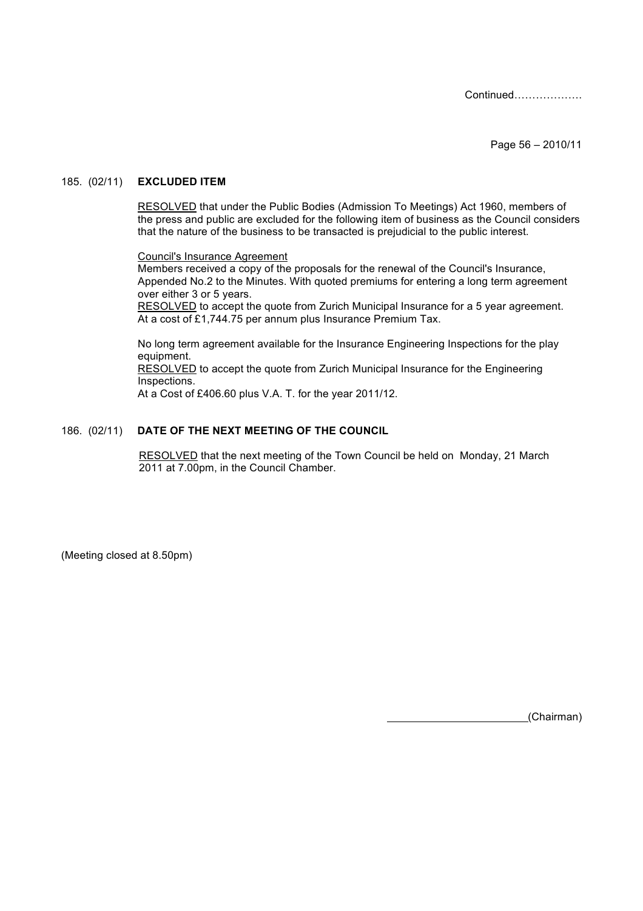Continued……………….

185. (02/11) **EXCLUDED ITEM**

RESOLVED that under the Public Bodies (Admission To Meetings) Act 1960, members of the press and public are excluded for the following item of business as the Council considers that the nature of the business to be transacted is prejudicial to the public interest.

Council's Insurance Agreement

Members received a copy of the proposals for the renewal of the Council's Insurance, Appended No.2 to the Minutes. With quoted premiums for entering a long term agreement over either 3 or 5 years.

RESOLVED to accept the quote from Zurich Municipal Insurance for a 5 year agreement. At a cost of £1,744.75 per annum plus Insurance Premium Tax.

No long term agreement available for the Insurance Engineering Inspections for the play equipment.

RESOLVED to accept the quote from Zurich Municipal Insurance for the Engineering Inspections.

At a Cost of £406.60 plus V.A. T. for the year 2011/12.

186. (02/11) **DATE OF THE NEXT MEETING OF THE COUNCIL**

RESOLVED that the next meeting of the Town Council be held on Monday, 21 March 2011 at 7.00pm, in the Council Chamber.

(Meeting closed at 8.50pm)

\_\_\_\_\_\_\_\_\_\_\_\_\_\_\_\_\_\_\_\_\_\_\_(Chairman)